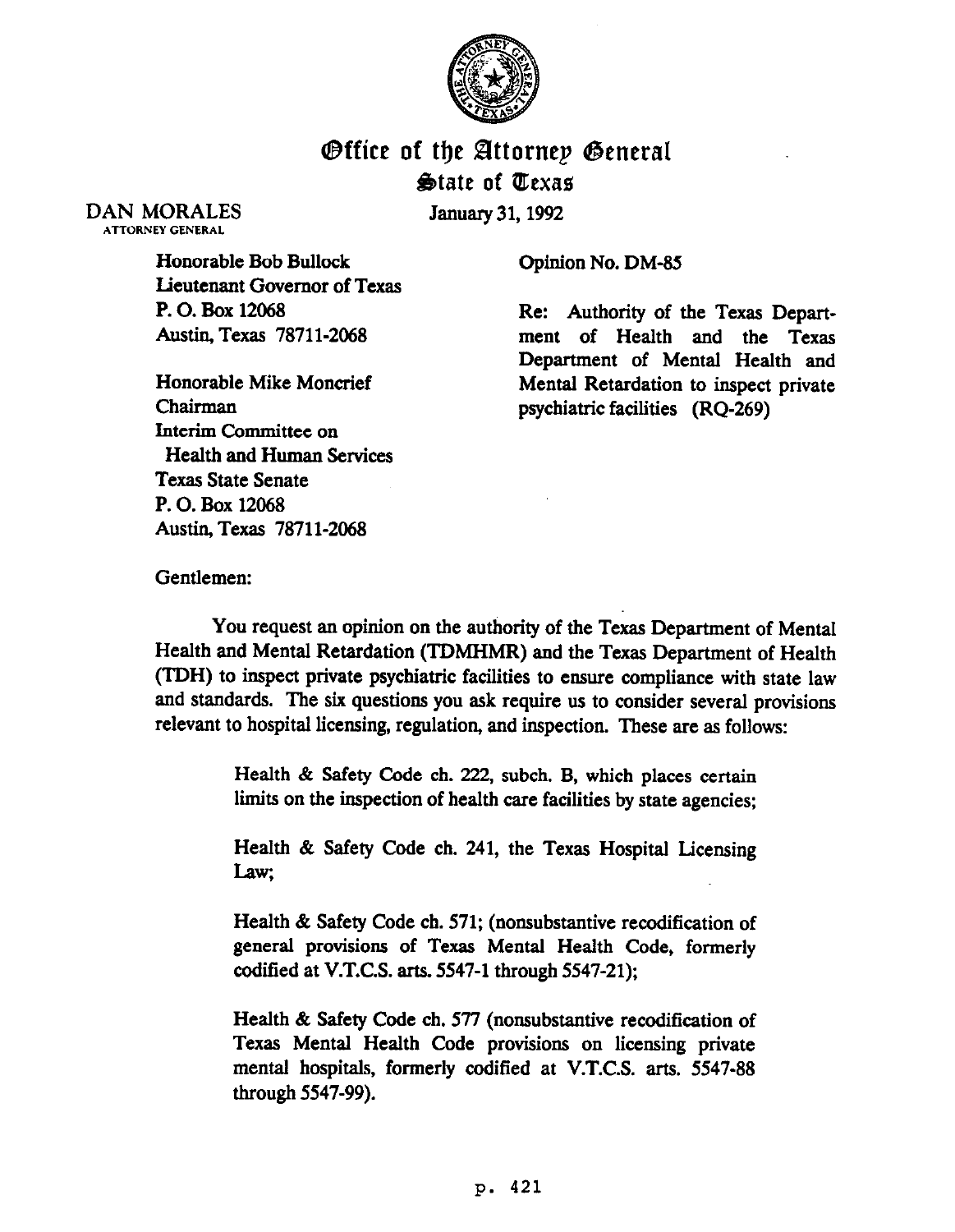# Office of the Attorney General
## State of Texas

DAN MORALES
ATTORNEY GENERAL

January 31, 1992

Honorable Bob Bullock
Lieutenant Governor of Texas
P. O. Box 12068
Austin, Texas 78711-2068

Honorable Mike Moncrief
Chairman
Interim Committee on
Health and Human Services
Texas State Senate
P. O. Box 12068
Austin, Texas 78711-2068

Opinion No. DM-85

Re: Authority of the Texas Department of Health and the Texas Department of Mental Health and Mental Retardation to inspect private psychiatric facilities (RQ-269)

Gentlemen:

You request an opinion on the authority of the Texas Department of Mental Health and Mental Retardation (TDMHMR) and the Texas Department of Health (TDH) to inspect private psychiatric facilities to ensure compliance with state law and standards. The six questions you ask require us to consider several provisions relevant to hospital licensing, regulation, and inspection. These are as follows:

> Health & Safety Code ch. 222, subch. B, which places certain limits on the inspection of health care facilities by state agencies;
>
> Health & Safety Code ch. 241, the Texas Hospital Licensing Law;
>
> Health & Safety Code ch. 571; (nonsubstantive recodification of general provisions of Texas Mental Health Code, formerly codified at V.T.C.S. arts. 5547-1 through 5547-21);
>
> Health & Safety Code ch. 577 (nonsubstantive recodification of Texas Mental Health Code provisions on licensing private mental hospitals, formerly codified at V.T.C.S. arts. 5547-88 through 5547-99).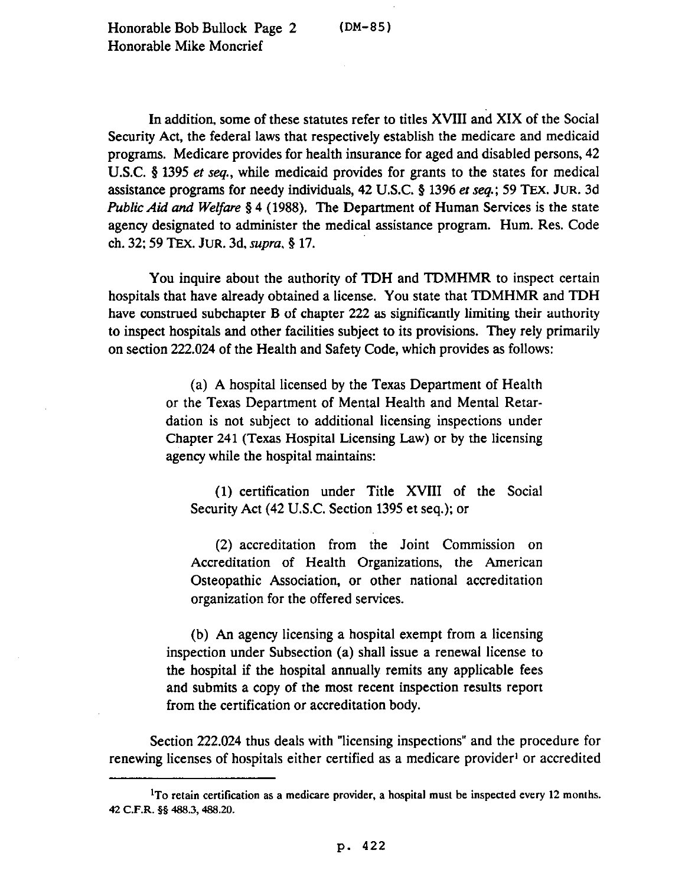In addition, some of these statutes refer to titles XVIII and XIX of the Social Security Act, the federal laws that respectively establish the medicare and medicaid programs. Medicare provides for health insurance for aged and disabled persons, 42 U.S.C. § 1395 *et seq.*, while medicaid provides for grants to the states for medical assistance programs for needy individuals, 42 U.S.C. § 1396 *et seq.*; 59 TEX. JUR. 3d *Public Aid and Welfare* § 4 (1988). The Department of Human Services is the state agency designated to administer the medical assistance program. Hum. Res. Code ch. 32; 59 TEX. JUR. 3d, *supra*, § 17.

You inquire about the authority of TDH and TDMHMR to inspect certain hospitals that have already obtained a license. You state that TDMHMR and TDH have construed subchapter B of chapter 222 as significantly limiting their authority to inspect hospitals and other facilities subject to its provisions. They rely primarily on section 222.024 of the Health and Safety Code, which provides as follows:

> (a) A hospital licensed by the Texas Department of Health or the Texas Department of Mental Health and Mental Retardation is not subject to additional licensing inspections under Chapter 241 (Texas Hospital Licensing Law) or by the licensing agency while the hospital maintains:
>
> (1) certification under Title XVIII of the Social Security Act (42 U.S.C. Section 1395 et seq.); or
>
> (2) accreditation from the Joint Commission on Accreditation of Health Organizations, the American Osteopathic Association, or other national accreditation organization for the offered services.
>
> (b) An agency licensing a hospital exempt from a licensing inspection under Subsection (a) shall issue a renewal license to the hospital if the hospital annually remits any applicable fees and submits a copy of the most recent inspection results report from the certification or accreditation body.

Section 222.024 thus deals with "licensing inspections" and the procedure for renewing licenses of hospitals either certified as a medicare provider[1] or accredited

---

[1] To retain certification as a medicare provider, a hospital must be inspected every 12 months. 42 C.F.R. §§ 488.3, 488.20.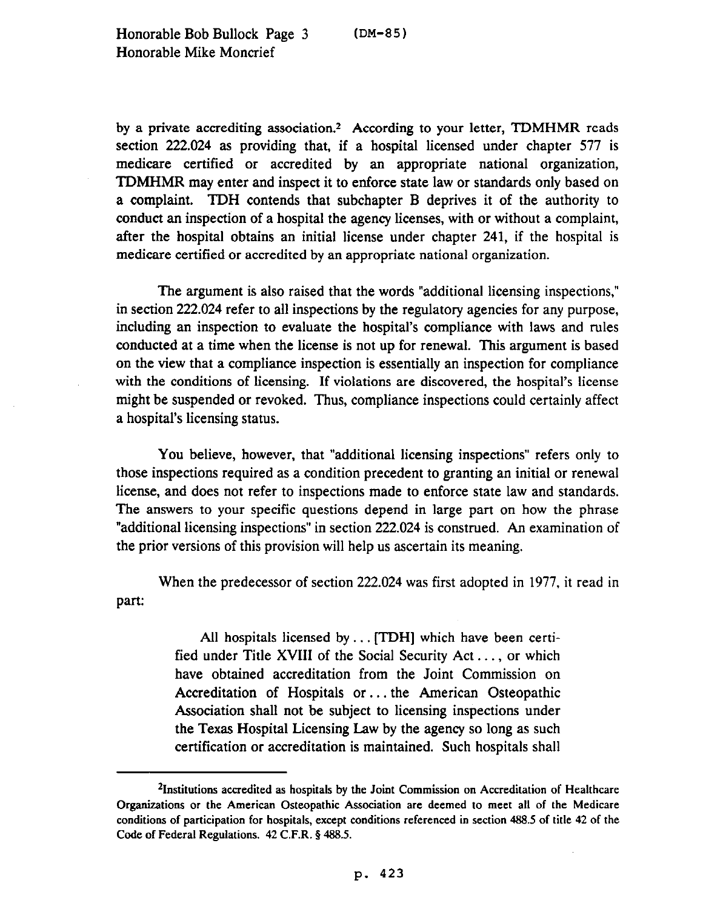by a private accrediting association.[2] According to your letter, TDMHMR reads section 222.024 as providing that, if a hospital licensed under chapter 577 is medicare certified or accredited by an appropriate national organization, TDMHMR may enter and inspect it to enforce state law or standards only based on a complaint. TDH contends that subchapter B deprives it of the authority to conduct an inspection of a hospital the agency licenses, with or without a complaint, after the hospital obtains an initial license under chapter 241, if the hospital is medicare certified or accredited by an appropriate national organization.

The argument is also raised that the words "additional licensing inspections," in section 222.024 refer to all inspections by the regulatory agencies for any purpose, including an inspection to evaluate the hospital's compliance with laws and rules conducted at a time when the license is not up for renewal. This argument is based on the view that a compliance inspection is essentially an inspection for compliance with the conditions of licensing. If violations are discovered, the hospital's license might be suspended or revoked. Thus, compliance inspections could certainly affect a hospital's licensing status.

You believe, however, that "additional licensing inspections" refers only to those inspections required as a condition precedent to granting an initial or renewal license, and does not refer to inspections made to enforce state law and standards. The answers to your specific questions depend in large part on how the phrase "additional licensing inspections" in section 222.024 is construed. An examination of the prior versions of this provision will help us ascertain its meaning.

When the predecessor of section 222.024 was first adopted in 1977, it read in part:

> All hospitals licensed by . . . [TDH] which have been certified under Title XVIII of the Social Security Act . . . , or which have obtained accreditation from the Joint Commission on Accreditation of Hospitals or . . . the American Osteopathic Association shall not be subject to licensing inspections under the Texas Hospital Licensing Law by the agency so long as such certification or accreditation is maintained. Such hospitals shall

[2] Institutions accredited as hospitals by the Joint Commission on Accreditation of Healthcare Organizations or the American Osteopathic Association are deemed to meet all of the Medicare conditions of participation for hospitals, except conditions referenced in section 488.5 of title 42 of the Code of Federal Regulations. 42 C.F.R. § 488.5.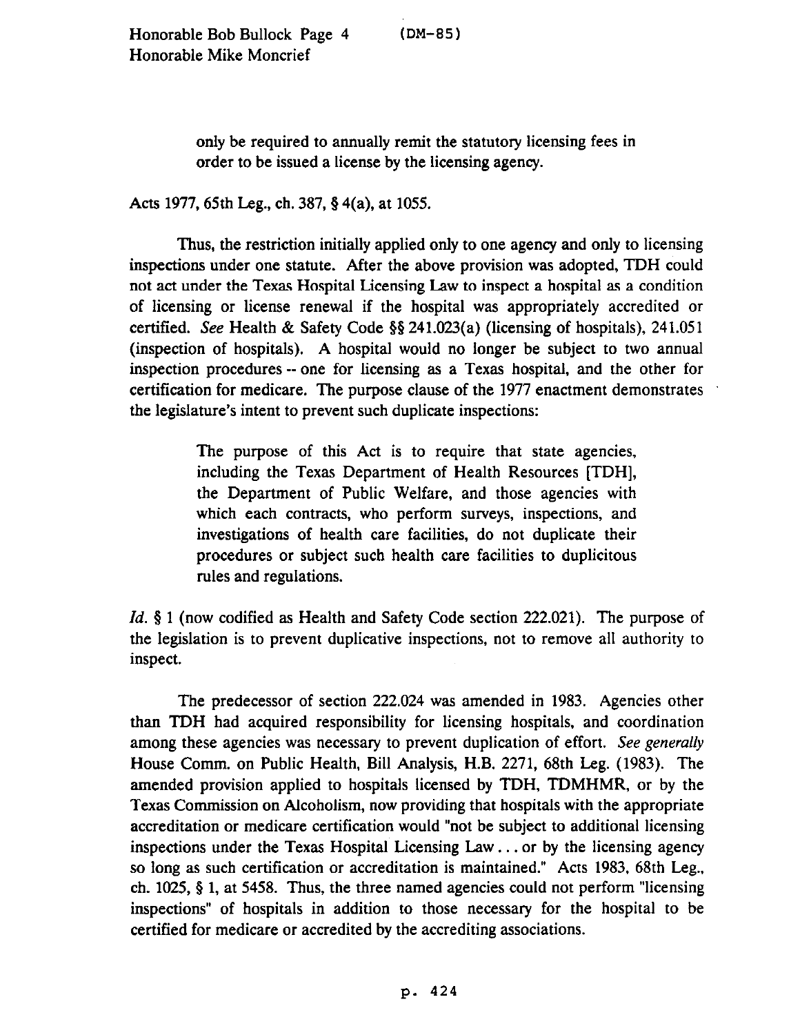> only be required to annually remit the statutory licensing fees in order to be issued a license by the licensing agency.

Acts 1977, 65th Leg., ch. 387, § 4(a), at 1055.

Thus, the restriction initially applied only to one agency and only to licensing inspections under one statute. After the above provision was adopted, TDH could not act under the Texas Hospital Licensing Law to inspect a hospital as a condition of licensing or license renewal if the hospital was appropriately accredited or certified. *See* Health & Safety Code §§ 241.023(a) (licensing of hospitals), 241.051 (inspection of hospitals). A hospital would no longer be subject to two annual inspection procedures -- one for licensing as a Texas hospital, and the other for certification for medicare. The purpose clause of the 1977 enactment demonstrates the legislature's intent to prevent such duplicate inspections:

> The purpose of this Act is to require that state agencies, including the Texas Department of Health Resources [TDH], the Department of Public Welfare, and those agencies with which each contracts, who perform surveys, inspections, and investigations of health care facilities, do not duplicate their procedures or subject such health care facilities to duplicitous rules and regulations.

*Id.* § 1 (now codified as Health and Safety Code section 222.021). The purpose of the legislation is to prevent duplicative inspections, not to remove all authority to inspect.

The predecessor of section 222.024 was amended in 1983. Agencies other than TDH had acquired responsibility for licensing hospitals, and coordination among these agencies was necessary to prevent duplication of effort. *See generally* House Comm. on Public Health, Bill Analysis, H.B. 2271, 68th Leg. (1983). The amended provision applied to hospitals licensed by TDH, TDMHMR, or by the Texas Commission on Alcoholism, now providing that hospitals with the appropriate accreditation or medicare certification would "not be subject to additional licensing inspections under the Texas Hospital Licensing Law . . . or by the licensing agency so long as such certification or accreditation is maintained." Acts 1983, 68th Leg., ch. 1025, § 1, at 5458. Thus, the three named agencies could not perform "licensing inspections" of hospitals in addition to those necessary for the hospital to be certified for medicare or accredited by the accrediting associations.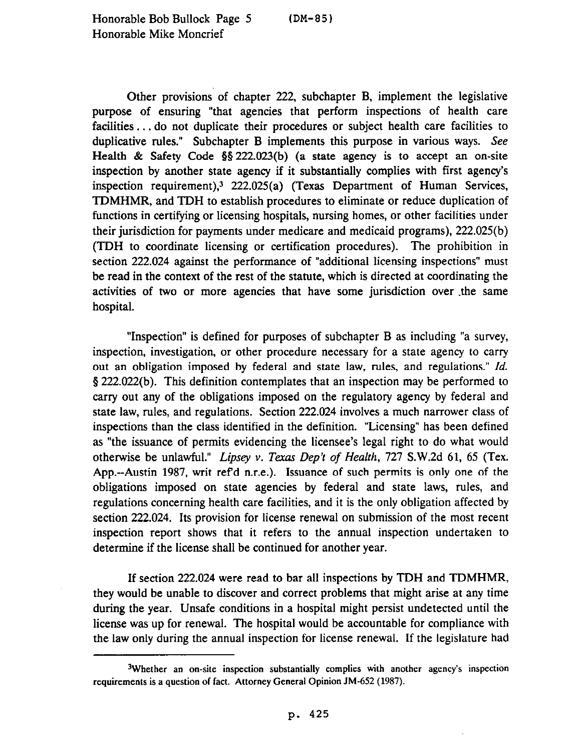Other provisions of chapter 222, subchapter B, implement the legislative purpose of ensuring "that agencies that perform inspections of health care facilities . . . do not duplicate their procedures or subject health care facilities to duplicative rules." Subchapter B implements this purpose in various ways. *See* Health & Safety Code §§ 222.023(b) (a state agency is to accept an on-site inspection by another state agency if it substantially complies with first agency's inspection requirement),[3] 222.025(a) (Texas Department of Human Services, TDMHMR, and TDH to establish procedures to eliminate or reduce duplication of functions in certifying or licensing hospitals, nursing homes, or other facilities under their jurisdiction for payments under medicare and medicaid programs), 222.025(b) (TDH to coordinate licensing or certification procedures). The prohibition in section 222.024 against the performance of "additional licensing inspections" must be read in the context of the rest of the statute, which is directed at coordinating the activities of two or more agencies that have some jurisdiction over the same hospital.

"Inspection" is defined for purposes of subchapter B as including "a survey, inspection, investigation, or other procedure necessary for a state agency to carry out an obligation imposed by federal and state law, rules, and regulations." *Id.* § 222.022(b). This definition contemplates that an inspection may be performed to carry out any of the obligations imposed on the regulatory agency by federal and state law, rules, and regulations. Section 222.024 involves a much narrower class of inspections than the class identified in the definition. "Licensing" has been defined as "the issuance of permits evidencing the licensee's legal right to do what would otherwise be unlawful." *Lipsey v. Texas Dep't of Health*, 727 S.W.2d 61, 65 (Tex. App.--Austin 1987, writ ref'd n.r.e.). Issuance of such permits is only one of the obligations imposed on state agencies by federal and state laws, rules, and regulations concerning health care facilities, and it is the only obligation affected by section 222.024. Its provision for license renewal on submission of the most recent inspection report shows that it refers to the annual inspection undertaken to determine if the license shall be continued for another year.

If section 222.024 were read to bar all inspections by TDH and TDMHMR, they would be unable to discover and correct problems that might arise at any time during the year. Unsafe conditions in a hospital might persist undetected until the license was up for renewal. The hospital would be accountable for compliance with the law only during the annual inspection for license renewal. If the legislature had

[3]Whether an on-site inspection substantially complies with another agency's inspection requirements is a question of fact. Attorney General Opinion JM-652 (1987).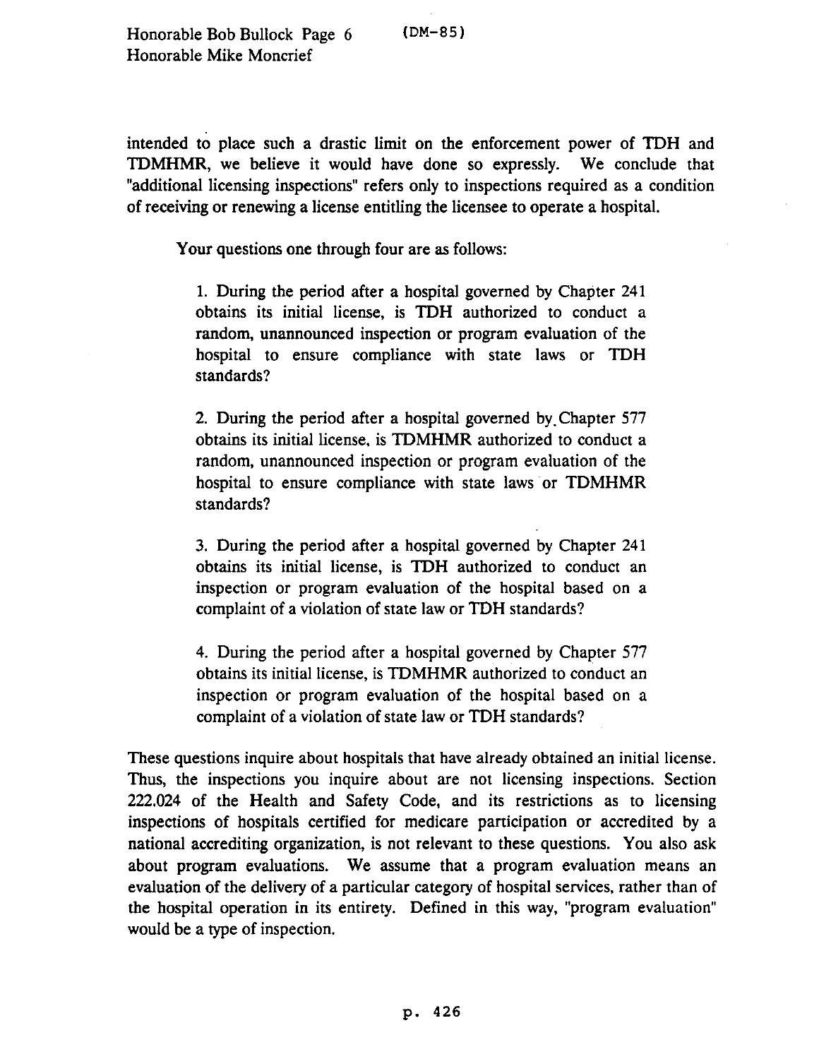intended to place such a drastic limit on the enforcement power of TDH and TDMHMR, we believe it would have done so expressly. We conclude that "additional licensing inspections" refers only to inspections required as a condition of receiving or renewing a license entitling the licensee to operate a hospital.

Your questions one through four are as follows:

> 1. During the period after a hospital governed by Chapter 241 obtains its initial license, is TDH authorized to conduct a random, unannounced inspection or program evaluation of the hospital to ensure compliance with state laws or TDH standards?
>
> 2. During the period after a hospital governed by Chapter 577 obtains its initial license, is TDMHMR authorized to conduct a random, unannounced inspection or program evaluation of the hospital to ensure compliance with state laws or TDMHMR standards?
>
> 3. During the period after a hospital governed by Chapter 241 obtains its initial license, is TDH authorized to conduct an inspection or program evaluation of the hospital based on a complaint of a violation of state law or TDH standards?
>
> 4. During the period after a hospital governed by Chapter 577 obtains its initial license, is TDMHMR authorized to conduct an inspection or program evaluation of the hospital based on a complaint of a violation of state law or TDH standards?

These questions inquire about hospitals that have already obtained an initial license. Thus, the inspections you inquire about are not licensing inspections. Section 222.024 of the Health and Safety Code, and its restrictions as to licensing inspections of hospitals certified for medicare participation or accredited by a national accrediting organization, is not relevant to these questions. You also ask about program evaluations. We assume that a program evaluation means an evaluation of the delivery of a particular category of hospital services, rather than of the hospital operation in its entirety. Defined in this way, "program evaluation" would be a type of inspection.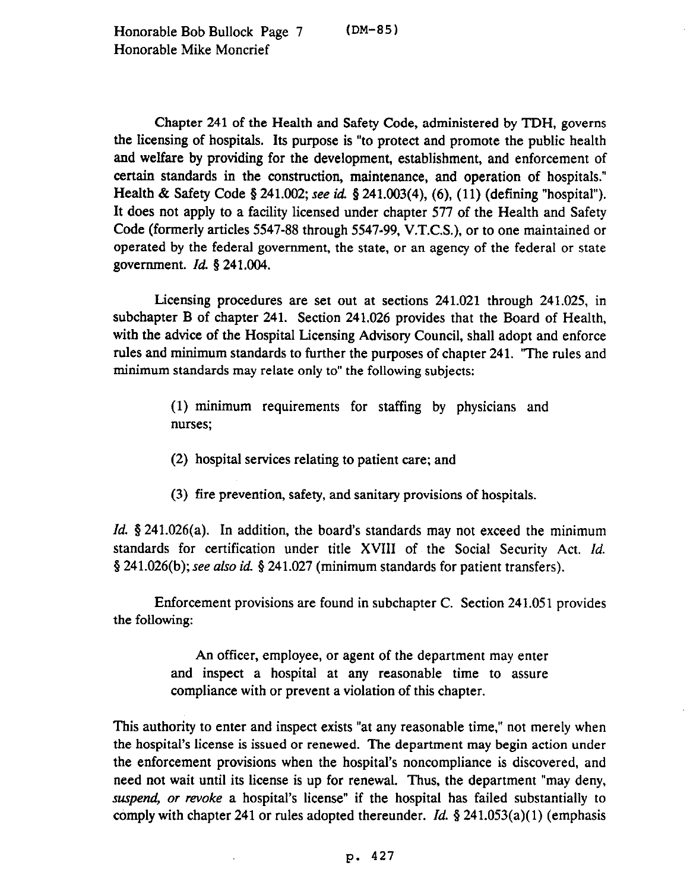Chapter 241 of the Health and Safety Code, administered by TDH, governs the licensing of hospitals. Its purpose is "to protect and promote the public health and welfare by providing for the development, establishment, and enforcement of certain standards in the construction, maintenance, and operation of hospitals." Health & Safety Code § 241.002; *see id.* § 241.003(4), (6), (11) (defining "hospital"). It does not apply to a facility licensed under chapter 577 of the Health and Safety Code (formerly articles 5547-88 through 5547-99, V.T.C.S.), or to one maintained or operated by the federal government, the state, or an agency of the federal or state government. *Id.* § 241.004.

Licensing procedures are set out at sections 241.021 through 241.025, in subchapter B of chapter 241. Section 241.026 provides that the Board of Health, with the advice of the Hospital Licensing Advisory Council, shall adopt and enforce rules and minimum standards to further the purposes of chapter 241. "The rules and minimum standards may relate only to" the following subjects:

> (1) minimum requirements for staffing by physicians and nurses;
>
> (2) hospital services relating to patient care; and
>
> (3) fire prevention, safety, and sanitary provisions of hospitals.

*Id.* § 241.026(a). In addition, the board's standards may not exceed the minimum standards for certification under title XVIII of the Social Security Act. *Id.* § 241.026(b); *see also id.* § 241.027 (minimum standards for patient transfers).

Enforcement provisions are found in subchapter C. Section 241.051 provides the following:

> An officer, employee, or agent of the department may enter and inspect a hospital at any reasonable time to assure compliance with or prevent a violation of this chapter.

This authority to enter and inspect exists "at any reasonable time," not merely when the hospital's license is issued or renewed. The department may begin action under the enforcement provisions when the hospital's noncompliance is discovered, and need not wait until its license is up for renewal. Thus, the department "may deny, *suspend, or revoke* a hospital's license" if the hospital has failed substantially to comply with chapter 241 or rules adopted thereunder. *Id.* § 241.053(a)(1) (emphasis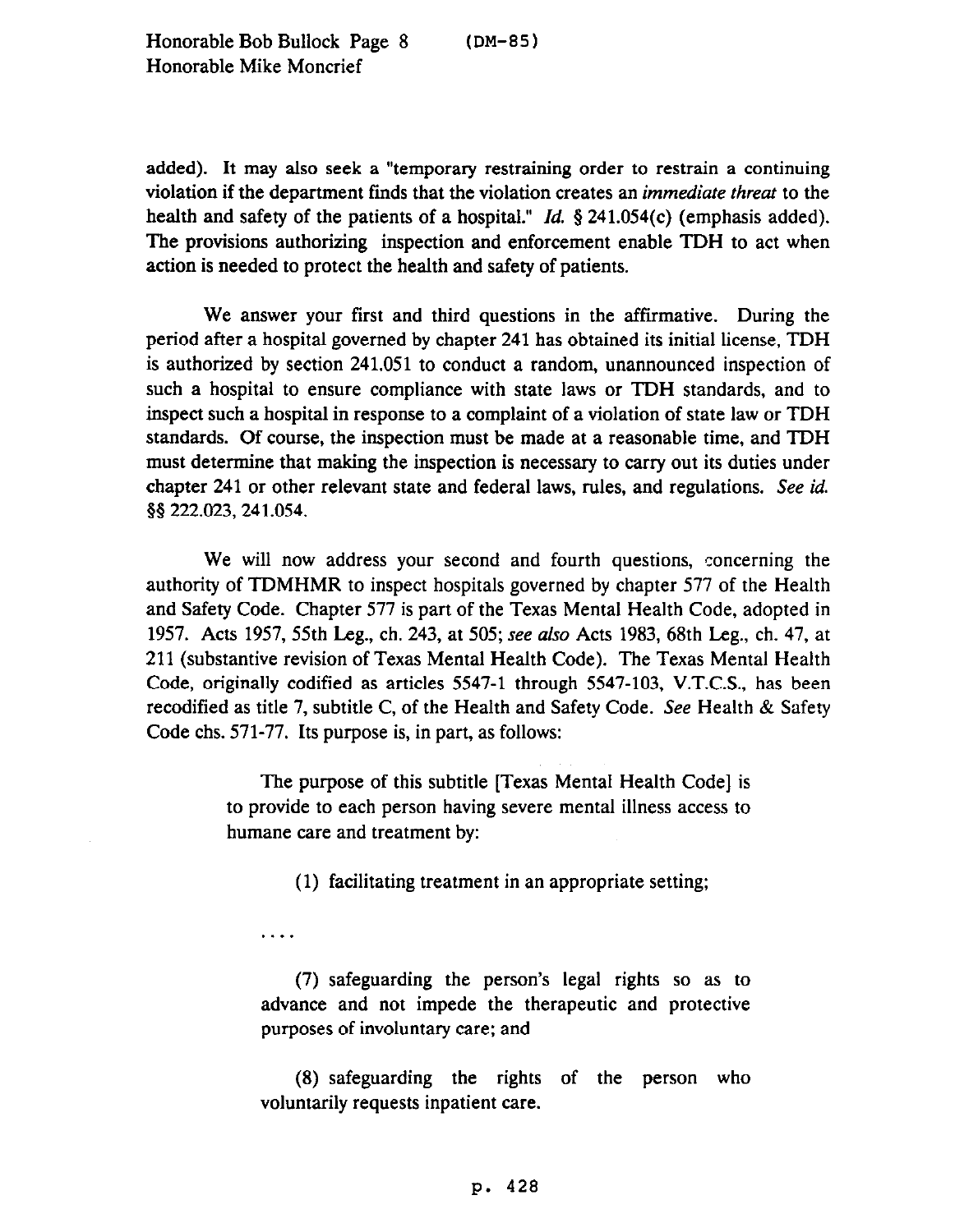added). It may also seek a "temporary restraining order to restrain a continuing violation if the department finds that the violation creates an *immediate threat* to the health and safety of the patients of a hospital." *Id.* § 241.054(c) (emphasis added). The provisions authorizing inspection and enforcement enable TDH to act when action is needed to protect the health and safety of patients.

We answer your first and third questions in the affirmative. During the period after a hospital governed by chapter 241 has obtained its initial license, TDH is authorized by section 241.051 to conduct a random, unannounced inspection of such a hospital to ensure compliance with state laws or TDH standards, and to inspect such a hospital in response to a complaint of a violation of state law or TDH standards. Of course, the inspection must be made at a reasonable time, and TDH must determine that making the inspection is necessary to carry out its duties under chapter 241 or other relevant state and federal laws, rules, and regulations. *See id.* §§ 222.023, 241.054.

We will now address your second and fourth questions, concerning the authority of TDMHMR to inspect hospitals governed by chapter 577 of the Health and Safety Code. Chapter 577 is part of the Texas Mental Health Code, adopted in 1957. Acts 1957, 55th Leg., ch. 243, at 505; *see also* Acts 1983, 68th Leg., ch. 47, at 211 (substantive revision of Texas Mental Health Code). The Texas Mental Health Code, originally codified as articles 5547-1 through 5547-103, V.T.C.S., has been recodified as title 7, subtitle C, of the Health and Safety Code. *See* Health & Safety Code chs. 571-77. Its purpose is, in part, as follows:

> The purpose of this subtitle [Texas Mental Health Code] is to provide to each person having severe mental illness access to humane care and treatment by:
>
> (1) facilitating treatment in an appropriate setting;
>
> ....
>
> (7) safeguarding the person's legal rights so as to advance and not impede the therapeutic and protective purposes of involuntary care; and
>
> (8) safeguarding the rights of the person who voluntarily requests inpatient care.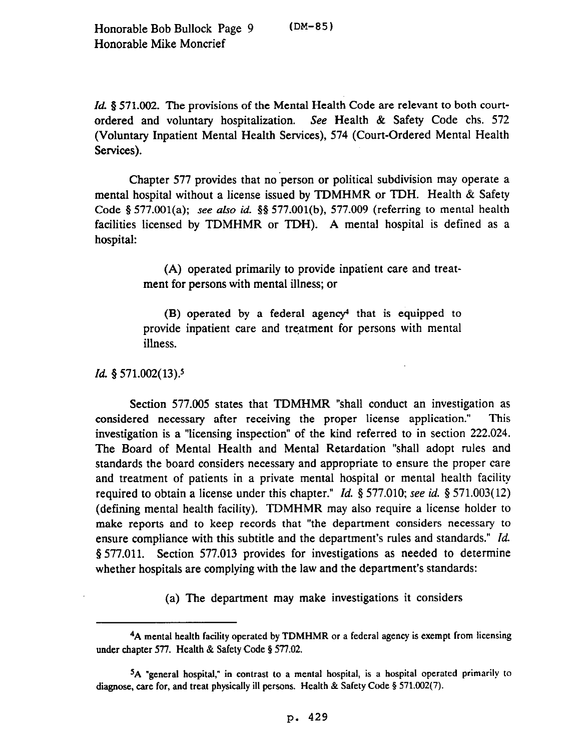*Id.* § 571.002. The provisions of the Mental Health Code are relevant to both court-ordered and voluntary hospitalization. *See* Health & Safety Code chs. 572 (Voluntary Inpatient Mental Health Services), 574 (Court-Ordered Mental Health Services).

Chapter 577 provides that no person or political subdivision may operate a mental hospital without a license issued by TDMHMR or TDH. Health & Safety Code § 577.001(a); *see also id.* §§ 577.001(b), 577.009 (referring to mental health facilities licensed by TDMHMR or TDH). A mental hospital is defined as a hospital:

> (A) operated primarily to provide inpatient care and treatment for persons with mental illness; or
>
> (B) operated by a federal agency[4] that is equipped to provide inpatient care and treatment for persons with mental illness.

*Id.* § 571.002(13).[5]

Section 577.005 states that TDMHMR "shall conduct an investigation as considered necessary after receiving the proper license application." This investigation is a "licensing inspection" of the kind referred to in section 222.024. The Board of Mental Health and Mental Retardation "shall adopt rules and standards the board considers necessary and appropriate to ensure the proper care and treatment of patients in a private mental hospital or mental health facility required to obtain a license under this chapter." *Id.* § 577.010; *see id.* § 571.003(12) (defining mental health facility). TDMHMR may also require a license holder to make reports and to keep records that "the department considers necessary to ensure compliance with this subtitle and the department's rules and standards." *Id.* § 577.011. Section 577.013 provides for investigations as needed to determine whether hospitals are complying with the law and the department's standards:

> (a) The department may make investigations it considers

---

[4]A mental health facility operated by TDMHMR or a federal agency is exempt from licensing under chapter 577. Health & Safety Code § 577.02.

[5]A "general hospital," in contrast to a mental hospital, is a hospital operated primarily to diagnose, care for, and treat physically ill persons. Health & Safety Code § 571.002(7).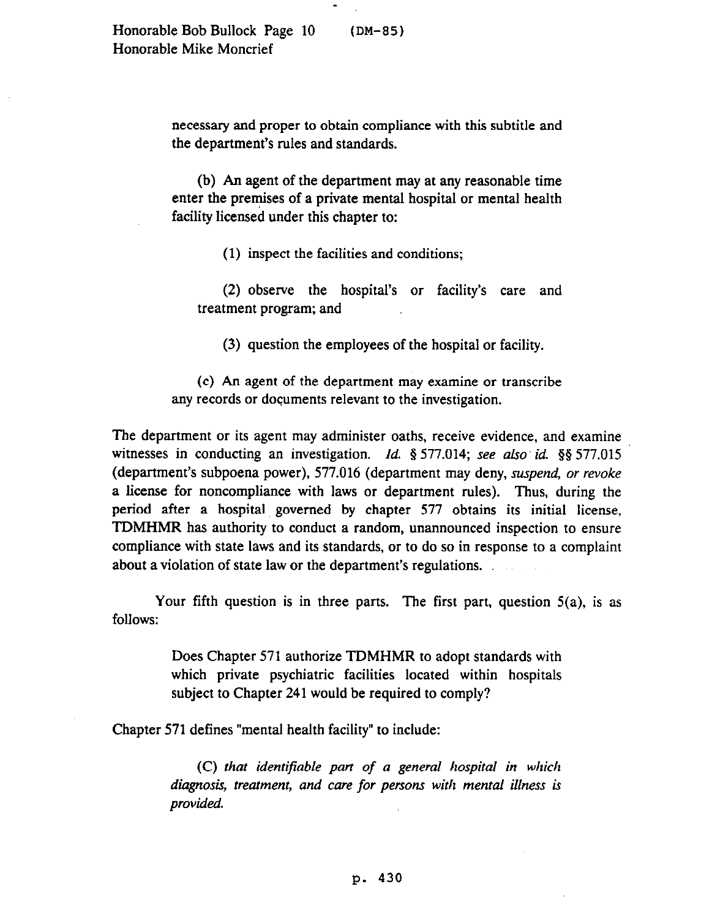necessary and proper to obtain compliance with this subtitle and the department's rules and standards.

> (b) An agent of the department may at any reasonable time enter the premises of a private mental hospital or mental health facility licensed under this chapter to:
>
> (1) inspect the facilities and conditions;
>
> (2) observe the hospital's or facility's care and treatment program; and
>
> (3) question the employees of the hospital or facility.
>
> (c) An agent of the department may examine or transcribe any records or documents relevant to the investigation.

The department or its agent may administer oaths, receive evidence, and examine witnesses in conducting an investigation. *Id.* § 577.014; *see also id.* §§ 577.015 (department's subpoena power), 577.016 (department may deny, *suspend, or revoke* a license for noncompliance with laws or department rules). Thus, during the period after a hospital governed by chapter 577 obtains its initial license, TDMHMR has authority to conduct a random, unannounced inspection to ensure compliance with state laws and its standards, or to do so in response to a complaint about a violation of state law or the department's regulations.

Your fifth question is in three parts. The first part, question 5(a), is as follows:

> Does Chapter 571 authorize TDMHMR to adopt standards with which private psychiatric facilities located within hospitals subject to Chapter 241 would be required to comply?

Chapter 571 defines "mental health facility" to include:

> (C) *that identifiable part of a general hospital in which diagnosis, treatment, and care for persons with mental illness is provided.*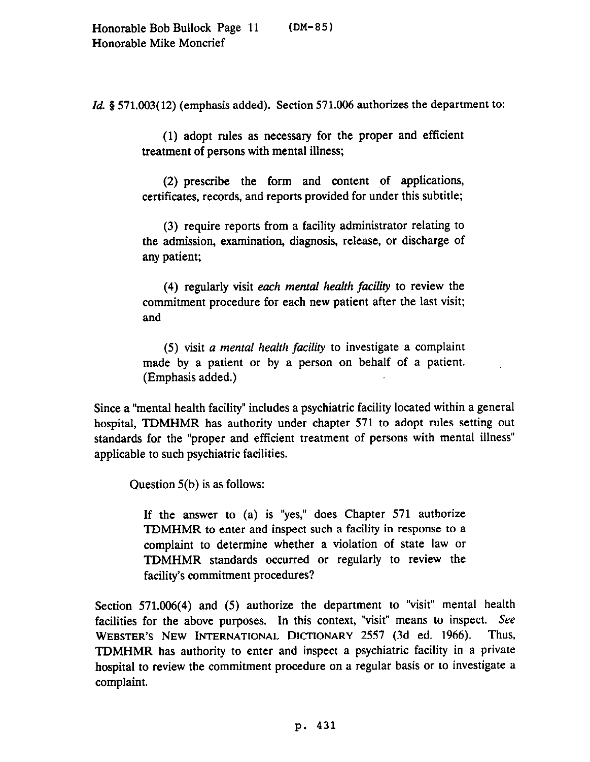*Id.* § 571.003(12) (emphasis added). Section 571.006 authorizes the department to:

> (1) adopt rules as necessary for the proper and efficient treatment of persons with mental illness;
>
> (2) prescribe the form and content of applications, certificates, records, and reports provided for under this subtitle;
>
> (3) require reports from a facility administrator relating to the admission, examination, diagnosis, release, or discharge of any patient;
>
> (4) regularly visit *each mental health facility* to review the commitment procedure for each new patient after the last visit; and
>
> (5) visit *a mental health facility* to investigate a complaint made by a patient or by a person on behalf of a patient. (Emphasis added.)

Since a "mental health facility" includes a psychiatric facility located within a general hospital, TDMHMR has authority under chapter 571 to adopt rules setting out standards for the "proper and efficient treatment of persons with mental illness" applicable to such psychiatric facilities.

Question 5(b) is as follows:

> If the answer to (a) is "yes," does Chapter 571 authorize TDMHMR to enter and inspect such a facility in response to a complaint to determine whether a violation of state law or TDMHMR standards occurred or regularly to review the facility's commitment procedures?

Section 571.006(4) and (5) authorize the department to "visit" mental health facilities for the above purposes. In this context, "visit" means to inspect. *See* WEBSTER'S NEW INTERNATIONAL DICTIONARY 2557 (3d ed. 1966). Thus, TDMHMR has authority to enter and inspect a psychiatric facility in a private hospital to review the commitment procedure on a regular basis or to investigate a complaint.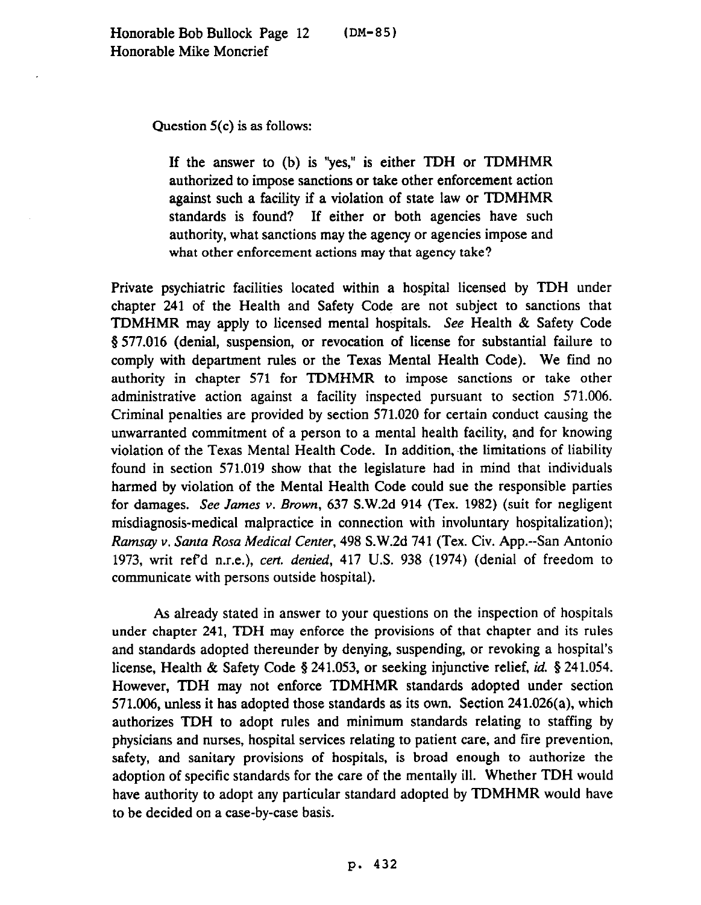Question 5(c) is as follows:

> If the answer to (b) is "yes," is either TDH or TDMHMR authorized to impose sanctions or take other enforcement action against such a facility if a violation of state law or TDMHMR standards is found? If either or both agencies have such authority, what sanctions may the agency or agencies impose and what other enforcement actions may that agency take?

Private psychiatric facilities located within a hospital licensed by TDH under chapter 241 of the Health and Safety Code are not subject to sanctions that TDMHMR may apply to licensed mental hospitals. *See* Health & Safety Code § 577.016 (denial, suspension, or revocation of license for substantial failure to comply with department rules or the Texas Mental Health Code). We find no authority in chapter 571 for TDMHMR to impose sanctions or take other administrative action against a facility inspected pursuant to section 571.006. Criminal penalties are provided by section 571.020 for certain conduct causing the unwarranted commitment of a person to a mental health facility, and for knowing violation of the Texas Mental Health Code. In addition, the limitations of liability found in section 571.019 show that the legislature had in mind that individuals harmed by violation of the Mental Health Code could sue the responsible parties for damages. *See James v. Brown*, 637 S.W.2d 914 (Tex. 1982) (suit for negligent misdiagnosis-medical malpractice in connection with involuntary hospitalization); *Ramsay v. Santa Rosa Medical Center*, 498 S.W.2d 741 (Tex. Civ. App.--San Antonio 1973, writ ref'd n.r.e.), *cert. denied*, 417 U.S. 938 (1974) (denial of freedom to communicate with persons outside hospital).

As already stated in answer to your questions on the inspection of hospitals under chapter 241, TDH may enforce the provisions of that chapter and its rules and standards adopted thereunder by denying, suspending, or revoking a hospital's license, Health & Safety Code § 241.053, or seeking injunctive relief, *id.* § 241.054. However, TDH may not enforce TDMHMR standards adopted under section 571.006, unless it has adopted those standards as its own. Section 241.026(a), which authorizes TDH to adopt rules and minimum standards relating to staffing by physicians and nurses, hospital services relating to patient care, and fire prevention, safety, and sanitary provisions of hospitals, is broad enough to authorize the adoption of specific standards for the care of the mentally ill. Whether TDH would have authority to adopt any particular standard adopted by TDMHMR would have to be decided on a case-by-case basis.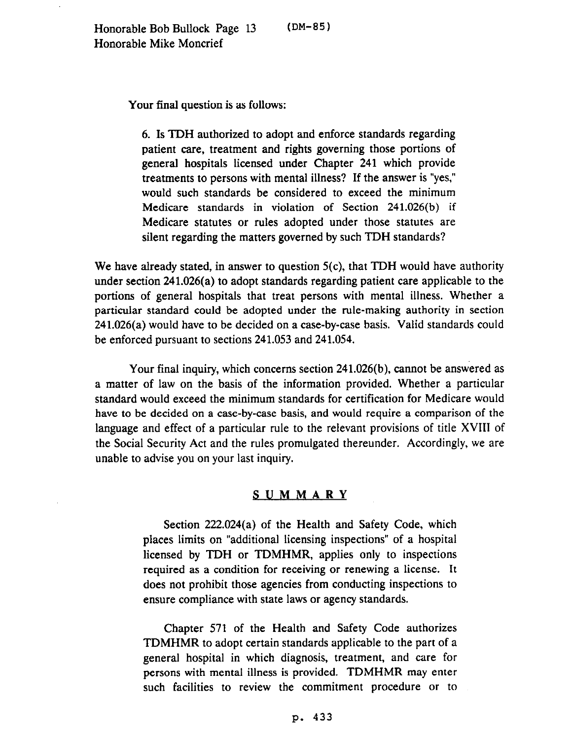Your final question is as follows:

> 6. Is TDH authorized to adopt and enforce standards regarding patient care, treatment and rights governing those portions of general hospitals licensed under Chapter 241 which provide treatments to persons with mental illness? If the answer is "yes," would such standards be considered to exceed the minimum Medicare standards in violation of Section 241.026(b) if Medicare statutes or rules adopted under those statutes are silent regarding the matters governed by such TDH standards?

We have already stated, in answer to question 5(c), that TDH would have authority under section 241.026(a) to adopt standards regarding patient care applicable to the portions of general hospitals that treat persons with mental illness. Whether a particular standard could be adopted under the rule-making authority in section 241.026(a) would have to be decided on a case-by-case basis. Valid standards could be enforced pursuant to sections 241.053 and 241.054.

Your final inquiry, which concerns section 241.026(b), cannot be answered as a matter of law on the basis of the information provided. Whether a particular standard would exceed the minimum standards for certification for Medicare would have to be decided on a case-by-case basis, and would require a comparison of the language and effect of a particular rule to the relevant provisions of title XVIII of the Social Security Act and the rules promulgated thereunder. Accordingly, we are unable to advise you on your last inquiry.

## SUMMARY

> Section 222.024(a) of the Health and Safety Code, which places limits on "additional licensing inspections" of a hospital licensed by TDH or TDMHMR, applies only to inspections required as a condition for receiving or renewing a license. It does not prohibit those agencies from conducting inspections to ensure compliance with state laws or agency standards.
>
> Chapter 571 of the Health and Safety Code authorizes TDMHMR to adopt certain standards applicable to the part of a general hospital in which diagnosis, treatment, and care for persons with mental illness is provided. TDMHMR may enter such facilities to review the commitment procedure or to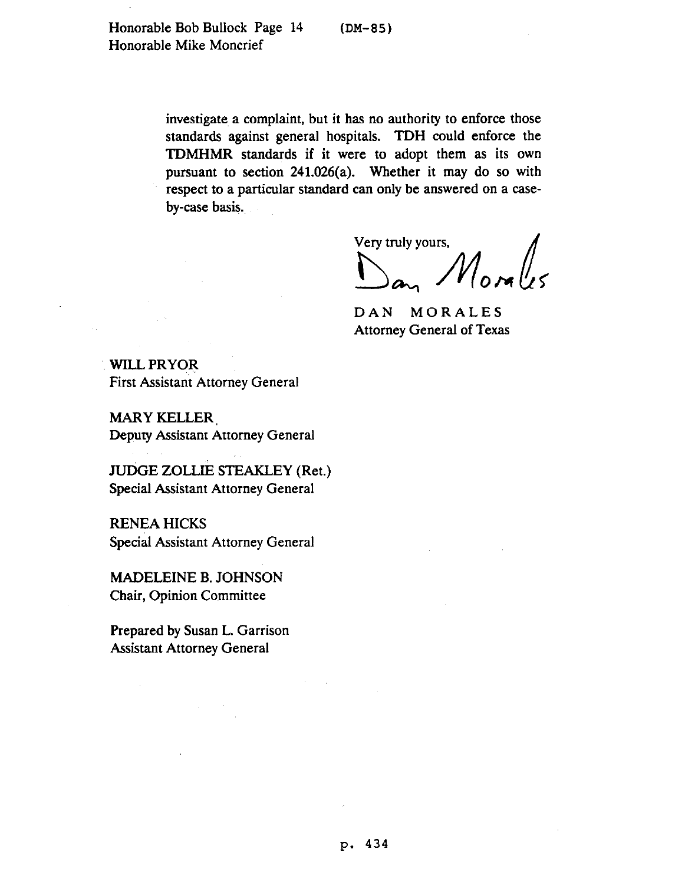investigate a complaint, but it has no authority to enforce those standards against general hospitals. TDH could enforce the TDMHMR standards if it were to adopt them as its own pursuant to section 241.026(a). Whether it may do so with respect to a particular standard can only be answered on a case-by-case basis.

Very truly yours,

Dan Morales

DAN MORALES
Attorney General of Texas

WILL PRYOR
First Assistant Attorney General

MARY KELLER
Deputy Assistant Attorney General

JUDGE ZOLLIE STEAKLEY (Ret.)
Special Assistant Attorney General

RENEA HICKS
Special Assistant Attorney General

MADELEINE B. JOHNSON
Chair, Opinion Committee

Prepared by Susan L. Garrison
Assistant Attorney General